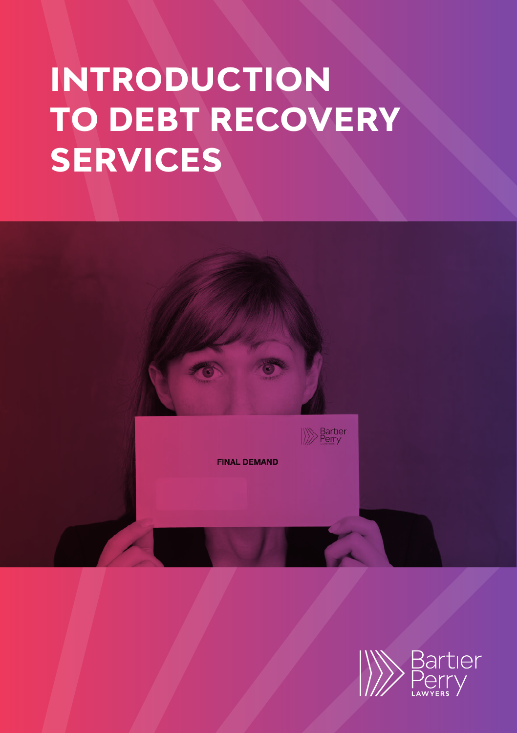# INTRODUCTION TO DEBT RECOVERY SERVICES

Bartier Perry LAWYERS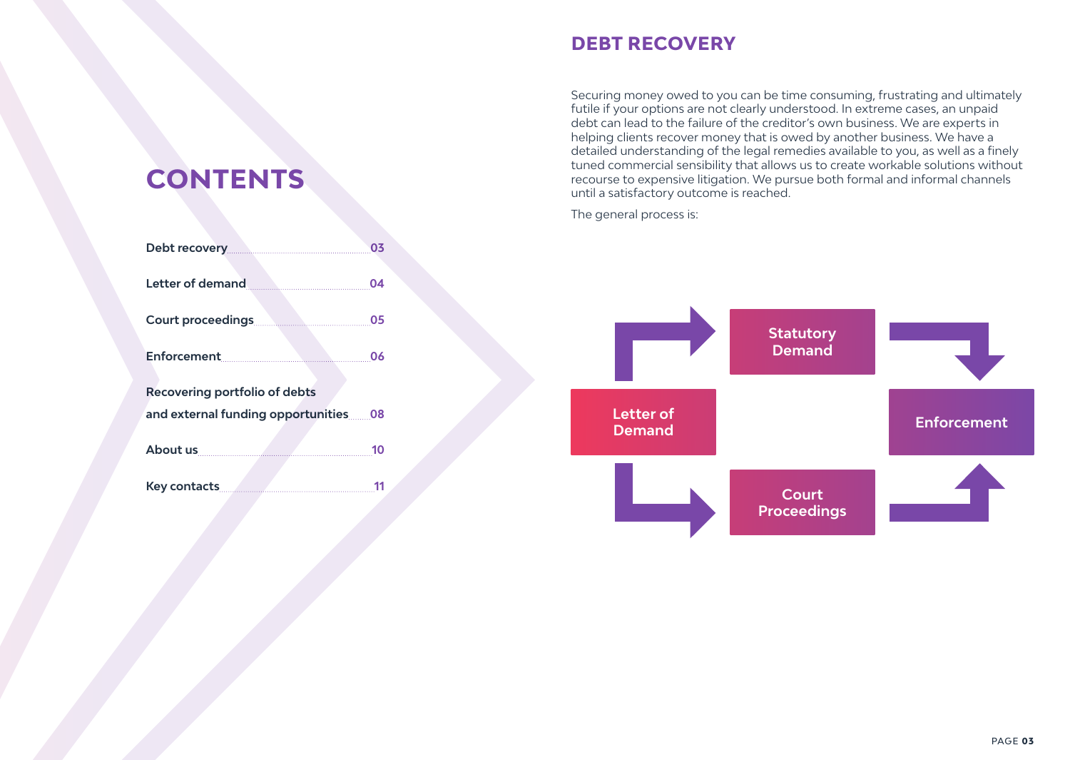# CONTENTS

| | |
|---|---|
| Debt recovery | 03 |
| Letter of demand | 04 |
| Court proceedings | 05 |
| Enforcement | 06 |
| Recovering portfolio of debts and external funding opportunities | 08 |
| About us | 10 |
| Key contacts | 11 |

## DEBT RECOVERY

Securing money owed to you can be time consuming, frustrating and ultimately futile if your options are not clearly understood. In extreme cases, an unpaid debt can lead to the failure of the creditor's own business. We are experts in helping clients recover money that is owed by another business. We have a detailed understanding of the legal remedies available to you, as well as a finely tuned commercial sensibility that allows us to create workable solutions without recourse to expensive litigation. We pursue both formal and informal channels until a satisfactory outcome is reached.

The general process is:

Letter of Demand → Statutory Demand → Enforcement

Letter of Demand → Court Proceedings → Enforcement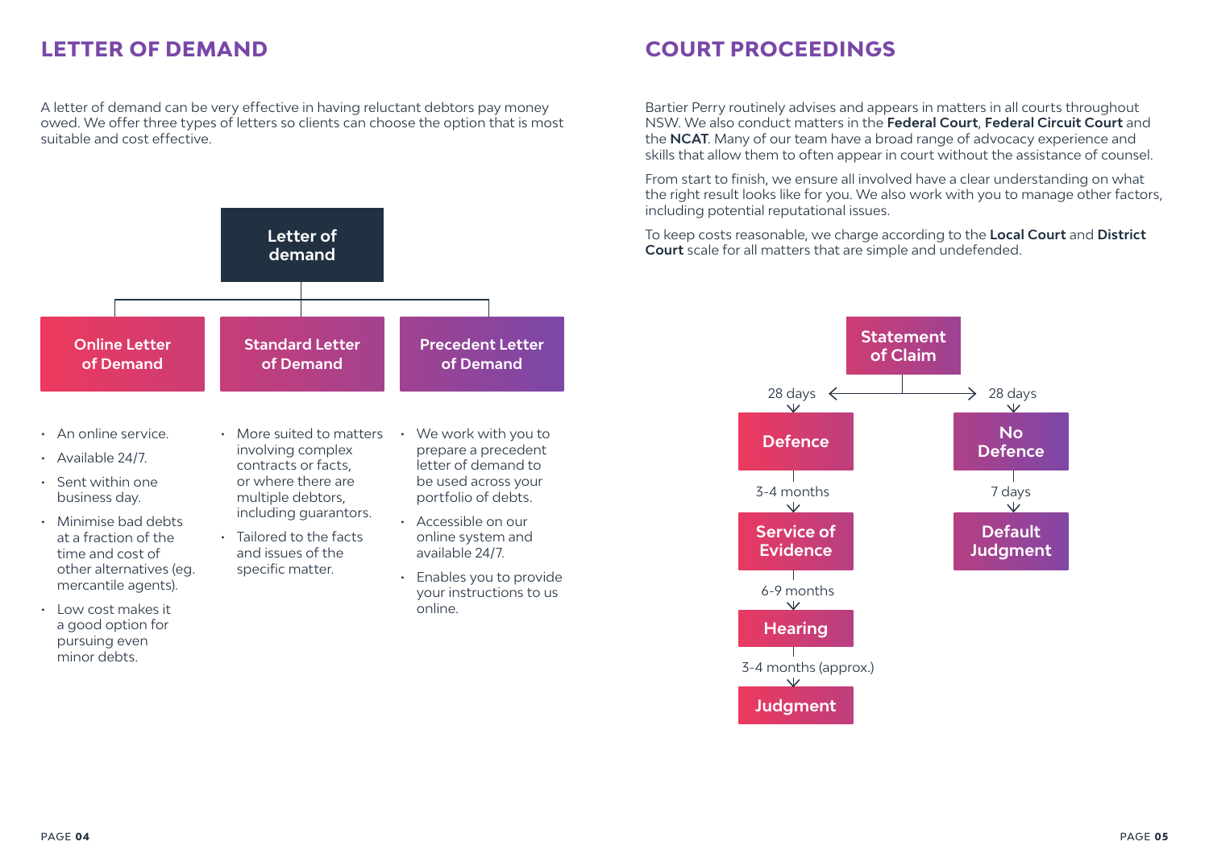## LETTER OF DEMAND

A letter of demand can be very effective in having reluctant debtors pay money owed. We offer three types of letters so clients can choose the option that is most suitable and cost effective.

**Letter of demand**

### Online Letter of Demand

- An online service.
- Available 24/7.
- Sent within one business day.
- Minimise bad debts at a fraction of the time and cost of other alternatives (eg. mercantile agents).
- Low cost makes it a good option for pursuing even minor debts.

### Standard Letter of Demand

- More suited to matters involving complex contracts or facts, or where there are multiple debtors, including guarantors.
- Tailored to the facts and issues of the specific matter.

### Precedent Letter of Demand

- We work with you to prepare a precedent letter of demand to be used across your portfolio of debts.
- Accessible on our online system and available 24/7.
- Enables you to provide your instructions to us online.

## COURT PROCEEDINGS

Bartier Perry routinely advises and appears in matters in all courts throughout NSW. We also conduct matters in the **Federal Court**, **Federal Circuit Court** and the **NCAT**. Many of our team have a broad range of advocacy experience and skills that allow them to often appear in court without the assistance of counsel.

From start to finish, we ensure all involved have a clear understanding on what the right result looks like for you. We also work with you to manage other factors, including potential reputational issues.

To keep costs reasonable, we charge according to the **Local Court** and **District Court** scale for all matters that are simple and undefended.

**Statement of Claim**

- 28 days → **Defence**
  - 3-4 months → **Service of Evidence**
  - 6-9 months → **Hearing**
  - 3-4 months (approx.) → **Judgment**
- 28 days → **No Defence**
  - 7 days → **Default Judgment**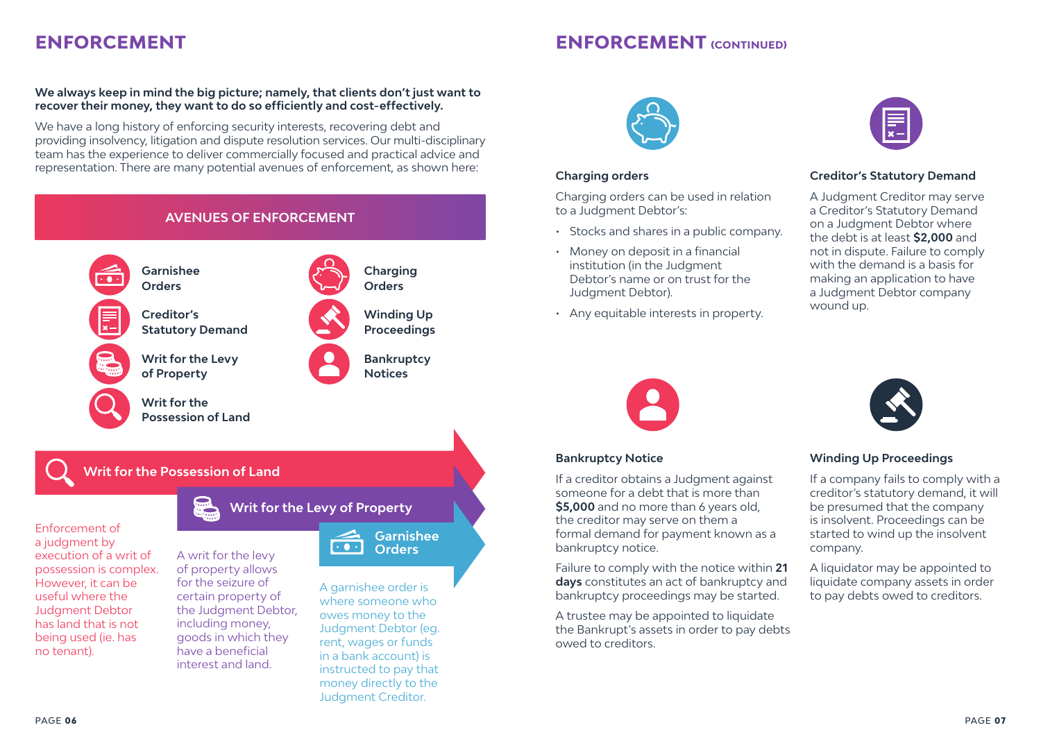# ENFORCEMENT

**We always keep in mind the big picture; namely, that clients don't just want to recover their money, they want to do so efficiently and cost-effectively.**

We have a long history of enforcing security interests, recovering debt and providing insolvency, litigation and dispute resolution services. Our multi-disciplinary team has the experience to deliver commercially focused and practical advice and representation. There are many potential avenues of enforcement, as shown here:

## AVENUES OF ENFORCEMENT

- Garnishee Orders
- Creditor's Statutory Demand
- Writ for the Levy of Property
- Writ for the Possession of Land
- Charging Orders
- Winding Up Proceedings
- Bankruptcy Notices

### Writ for the Possession of Land

Enforcement of a judgment by execution of a writ of possession is complex. However, it can be useful where the Judgment Debtor has land that is not being used (ie. has no tenant).

### Writ for the Levy of Property

A writ for the levy of property allows for the seizure of certain property of the Judgment Debtor, including money, goods in which they have a beneficial interest and land.

### Garnishee Orders

A garnishee order is where someone who owes money to the Judgment Debtor (eg. rent, wages or funds in a bank account) is instructed to pay that money directly to the Judgment Creditor.

# ENFORCEMENT (CONTINUED)

### Charging orders

Charging orders can be used in relation to a Judgment Debtor's:

- Stocks and shares in a public company.
- Money on deposit in a financial institution (in the Judgment Debtor's name or on trust for the Judgment Debtor).
- Any equitable interests in property.

### Creditor's Statutory Demand

A Judgment Creditor may serve a Creditor's Statutory Demand on a Judgment Debtor where the debt is at least **$2,000** and not in dispute. Failure to comply with the demand is a basis for making an application to have a Judgment Debtor company wound up.

### Bankruptcy Notice

If a creditor obtains a Judgment against someone for a debt that is more than **$5,000** and no more than 6 years old, the creditor may serve on them a formal demand for payment known as a bankruptcy notice.

Failure to comply with the notice within **21 days** constitutes an act of bankruptcy and bankruptcy proceedings may be started.

A trustee may be appointed to liquidate the Bankrupt's assets in order to pay debts owed to creditors.

### Winding Up Proceedings

If a company fails to comply with a creditor's statutory demand, it will be presumed that the company is insolvent. Proceedings can be started to wind up the insolvent company.

A liquidator may be appointed to liquidate company assets in order to pay debts owed to creditors.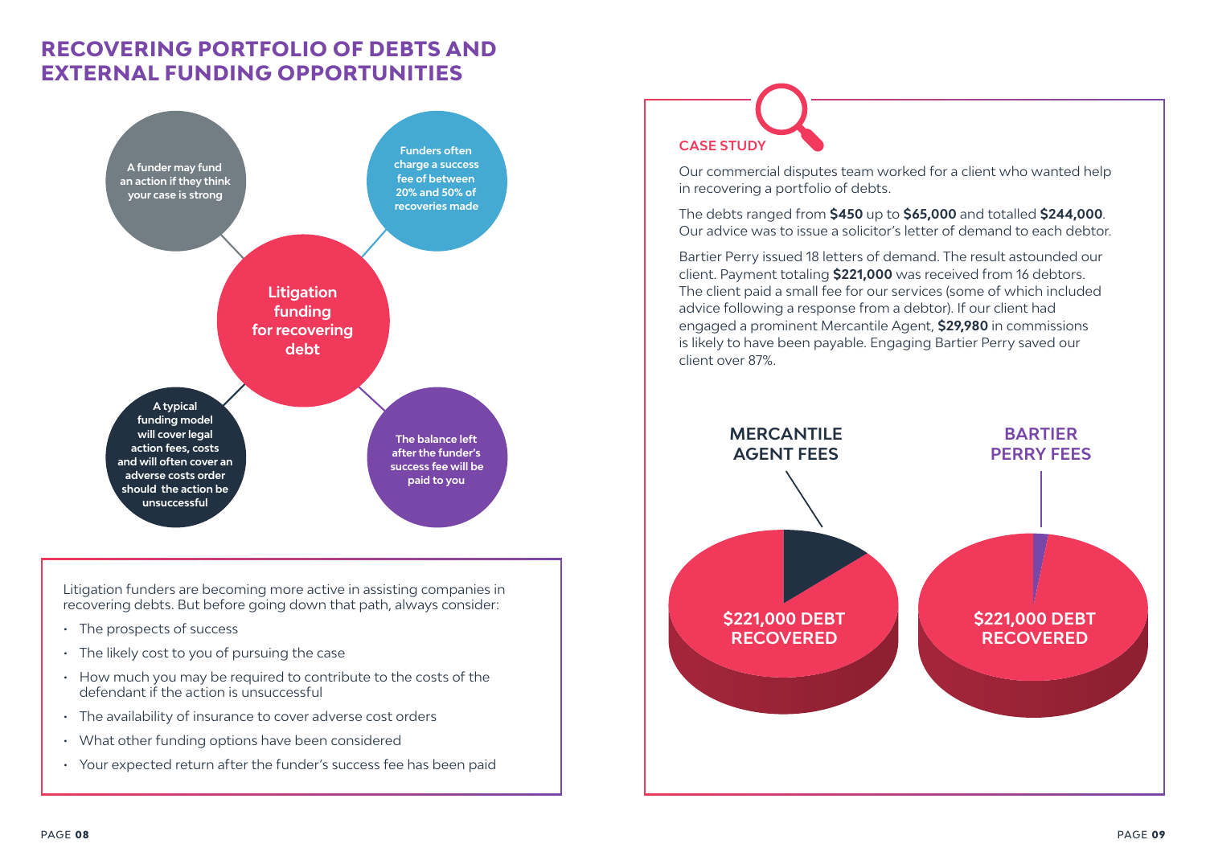# RECOVERING PORTFOLIO OF DEBTS AND EXTERNAL FUNDING OPPORTUNITIES

**Litigation funding for recovering debt**

- A funder may fund an action if they think your case is strong
- Funders often charge a success fee of between 20% and 50% of recoveries made
- A typical funding model will cover legal action fees, costs and will often cover an adverse costs order should the action be unsuccessful
- The balance left after the funder's success fee will be paid to you

Litigation funders are becoming more active in assisting companies in recovering debts. But before going down that path, always consider:

- The prospects of success
- The likely cost to you of pursuing the case
- How much you may be required to contribute to the costs of the defendant if the action is unsuccessful
- The availability of insurance to cover adverse cost orders
- What other funding options have been considered
- Your expected return after the funder's success fee has been paid

## CASE STUDY

Our commercial disputes team worked for a client who wanted help in recovering a portfolio of debts.

The debts ranged from **$450** up to **$65,000** and totalled **$244,000**. Our advice was to issue a solicitor's letter of demand to each debtor.

Bartier Perry issued 18 letters of demand. The result astounded our client. Payment totaling **$221,000** was received from 16 debtors. The client paid a small fee for our services (some of which included advice following a response from a debtor). If our client had engaged a prominent Mercantile Agent, **$29,980** in commissions is likely to have been payable. Engaging Bartier Perry saved our client over 87%.

**MERCANTILE AGENT FEES** — $221,000 DEBT RECOVERED

**BARTIER PERRY FEES** — $221,000 DEBT RECOVERED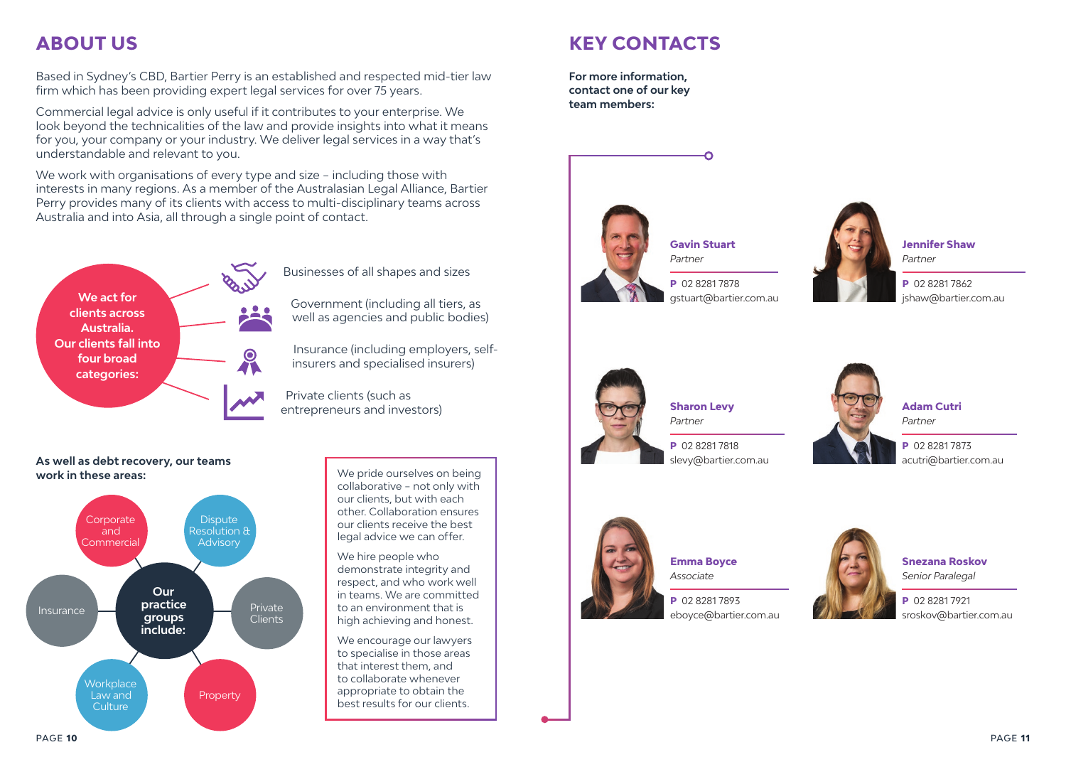## ABOUT US

Based in Sydney's CBD, Bartier Perry is an established and respected mid-tier law firm which has been providing expert legal services for over 75 years.

Commercial legal advice is only useful if it contributes to your enterprise. We look beyond the technicalities of the law and provide insights into what it means for you, your company or your industry. We deliver legal services in a way that's understandable and relevant to you.

We work with organisations of every type and size – including those with interests in many regions. As a member of the Australasian Legal Alliance, Bartier Perry provides many of its clients with access to multi-disciplinary teams across Australia and into Asia, all through a single point of contact.

**We act for clients across Australia. Our clients fall into four broad categories:**

- Businesses of all shapes and sizes
- Government (including all tiers, as well as agencies and public bodies)
- Insurance (including employers, self-insurers and specialised insurers)
- Private clients (such as entrepreneurs and investors)

**As well as debt recovery, our teams work in these areas:**

**Our practice groups include:**

- Corporate and Commercial
- Dispute Resolution & Advisory
- Private Clients
- Property
- Workplace Law and Culture
- Insurance

We pride ourselves on being collaborative – not only with our clients, but with each other. Collaboration ensures our clients receive the best legal advice we can offer.

We hire people who demonstrate integrity and respect, and who work well in teams. We are committed to an environment that is high achieving and honest.

We encourage our lawyers to specialise in those areas that interest them, and to collaborate whenever appropriate to obtain the best results for our clients.

## KEY CONTACTS

**For more information, contact one of our key team members:**

**Gavin Stuart**
*Partner*
**P** 02 8281 7878
gstuart@bartier.com.au

**Jennifer Shaw**
*Partner*
**P** 02 8281 7862
jshaw@bartier.com.au

**Sharon Levy**
*Partner*
**P** 02 8281 7818
slevy@bartier.com.au

**Adam Cutri**
*Partner*
**P** 02 8281 7873
acutri@bartier.com.au

**Emma Boyce**
*Associate*
**P** 02 8281 7893
eboyce@bartier.com.au

**Snezana Roskov**
*Senior Paralegal*
**P** 02 8281 7921
sroskov@bartier.com.au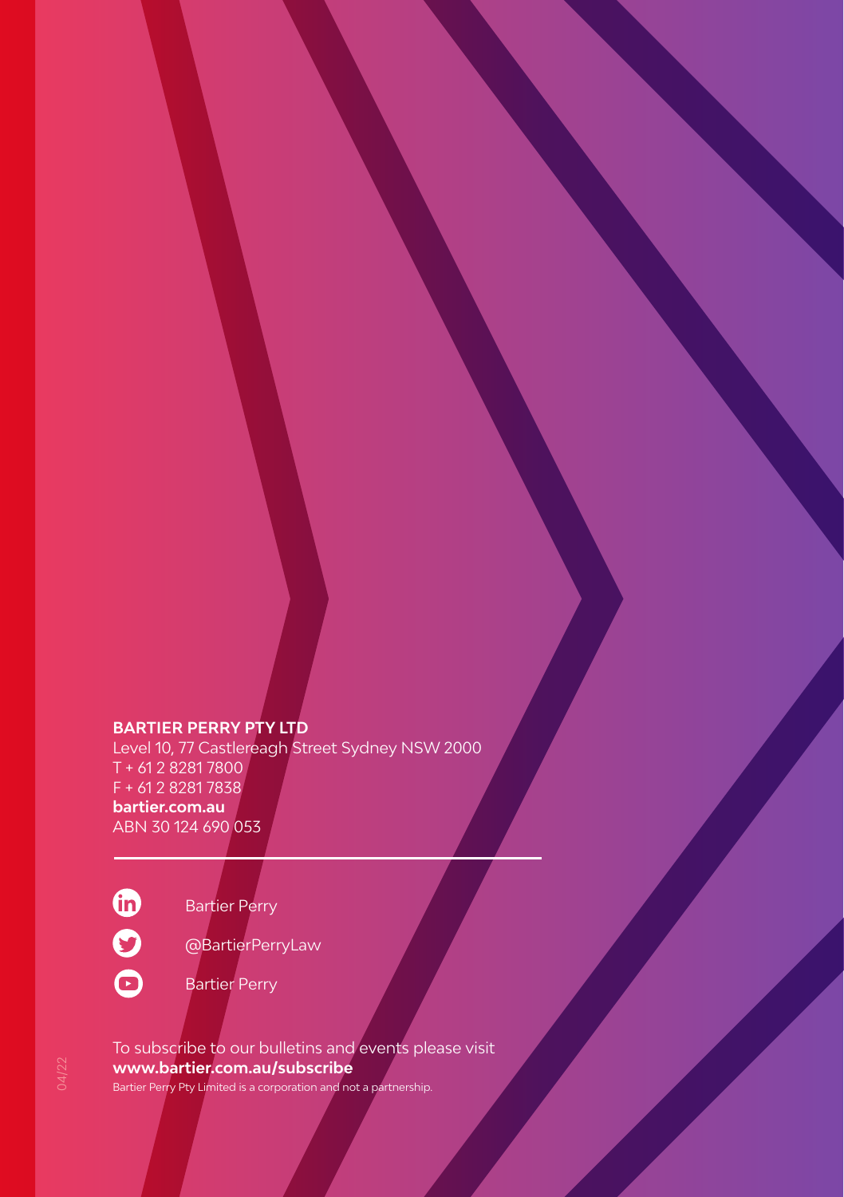**BARTIER PERRY PTY LTD**
Level 10, 77 Castlereagh Street Sydney NSW 2000
T + 61 2 8281 7800
F + 61 2 8281 7838
**bartier.com.au**
ABN 30 124 690 053

Bartier Perry

@BartierPerryLaw

Bartier Perry

To subscribe to our bulletins and events please visit
**www.bartier.com.au/subscribe**
Bartier Perry Pty Limited is a corporation and not a partnership.

04/22